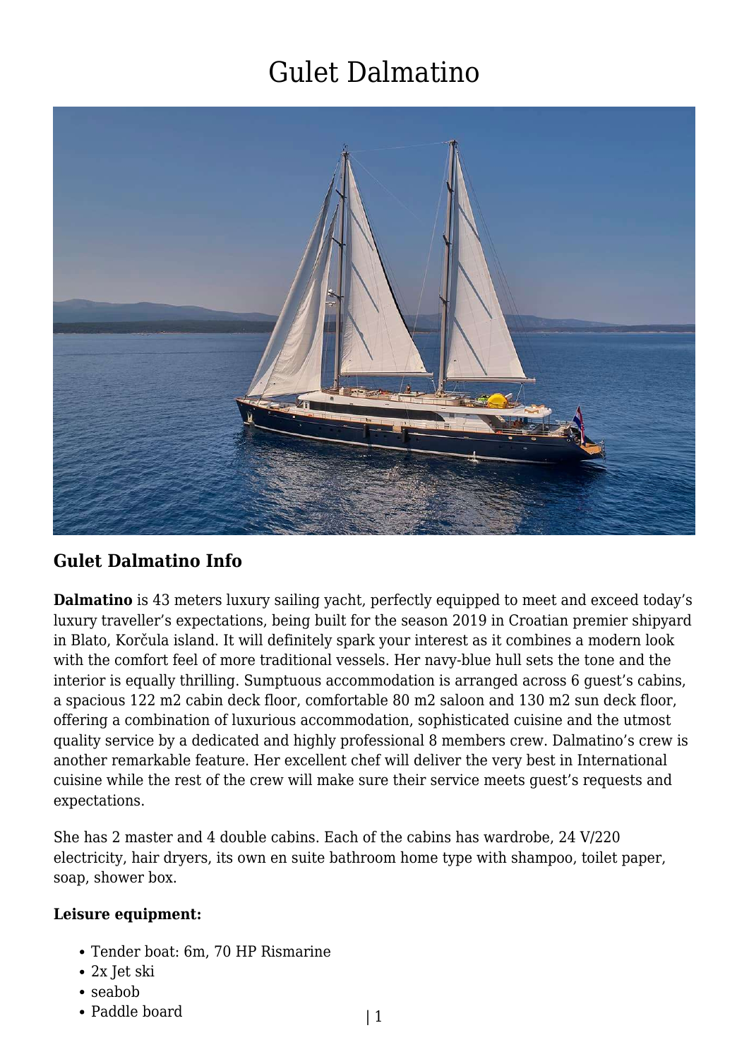# Gulet Dalmatino

## Gulet Dalmatino Info

**Dalmatino** is 43 meters luxury sailing yacht, perfectly equipped to meet and exceed today's luxury traveller's expectations, being built for the season 2019 in Croatian premier shipyard in Blato, Korčula island. It will definitely spark your interest as it combines a modern look with the comfort feel of more traditional vessels. Her navy-blue hull sets the tone and the interior is equally thrilling. Sumptuous accommodation is arranged across 6 guest's cabins, a spacious 122 m2 cabin deck floor, comfortable 80 m2 saloon and 130 m2 sun deck floor, offering a combination of luxurious accommodation, sophisticated cuisine and the utmost quality service by a dedicated and highly professional 8 members crew. Dalmatino's crew is another remarkable feature. Her excellent chef will deliver the very best in International cuisine while the rest of the crew will make sure their service meets guest's requests and expectations.

She has 2 master and 4 double cabins. Each of the cabins has wardrobe, 24 V/220 electricity, hair dryers, its own en suite bathroom home type with shampoo, toilet paper, soap, shower box.

**Leisure equipment:**

- Tender boat: 6m, 70 HP Rismarine
- 2x Jet ski
- seabob
- Paddle board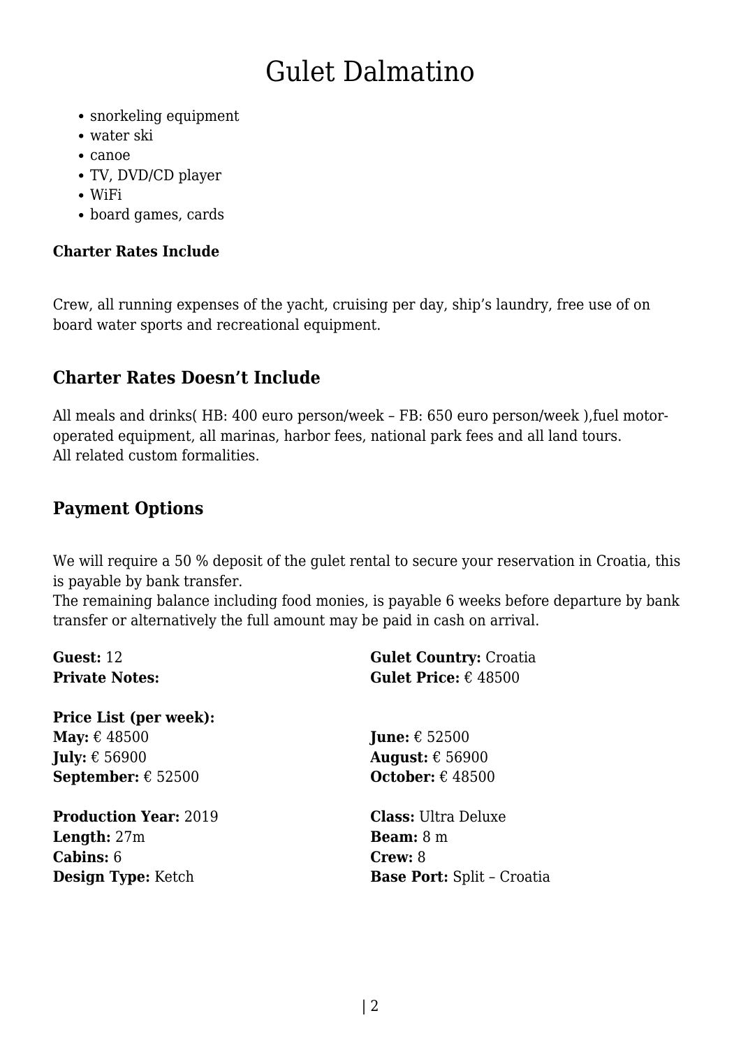# Gulet Dalmatino

- snorkeling equipment
- water ski
- canoe
- TV, DVD/CD player
- WiFi
- board games, cards

**Charter Rates Include**

Crew, all running expenses of the yacht, cruising per day, ship's laundry, free use of on board water sports and recreational equipment.

## Charter Rates Doesn't Include

All meals and drinks( HB: 400 euro person/week – FB: 650 euro person/week ),fuel motor-operated equipment, all marinas, harbor fees, national park fees and all land tours.
All related custom formalities.

## Payment Options

We will require a 50 % deposit of the gulet rental to secure your reservation in Croatia, this is payable by bank transfer.
The remaining balance including food monies, is payable 6 weeks before departure by bank transfer or alternatively the full amount may be paid in cash on arrival.

**Guest:** 12
**Private Notes:**

**Gulet Country:** Croatia
**Gulet Price:** € 48500

**Price List (per week):**
**May:** € 48500
**June:** € 52500
**July:** € 56900
**August:** € 56900
**September:** € 52500
**October:** € 48500

**Production Year:** 2019
**Class:** Ultra Deluxe
**Length:** 27m
**Beam:** 8 m
**Cabins:** 6
**Crew:** 8
**Design Type:** Ketch
**Base Port:** Split – Croatia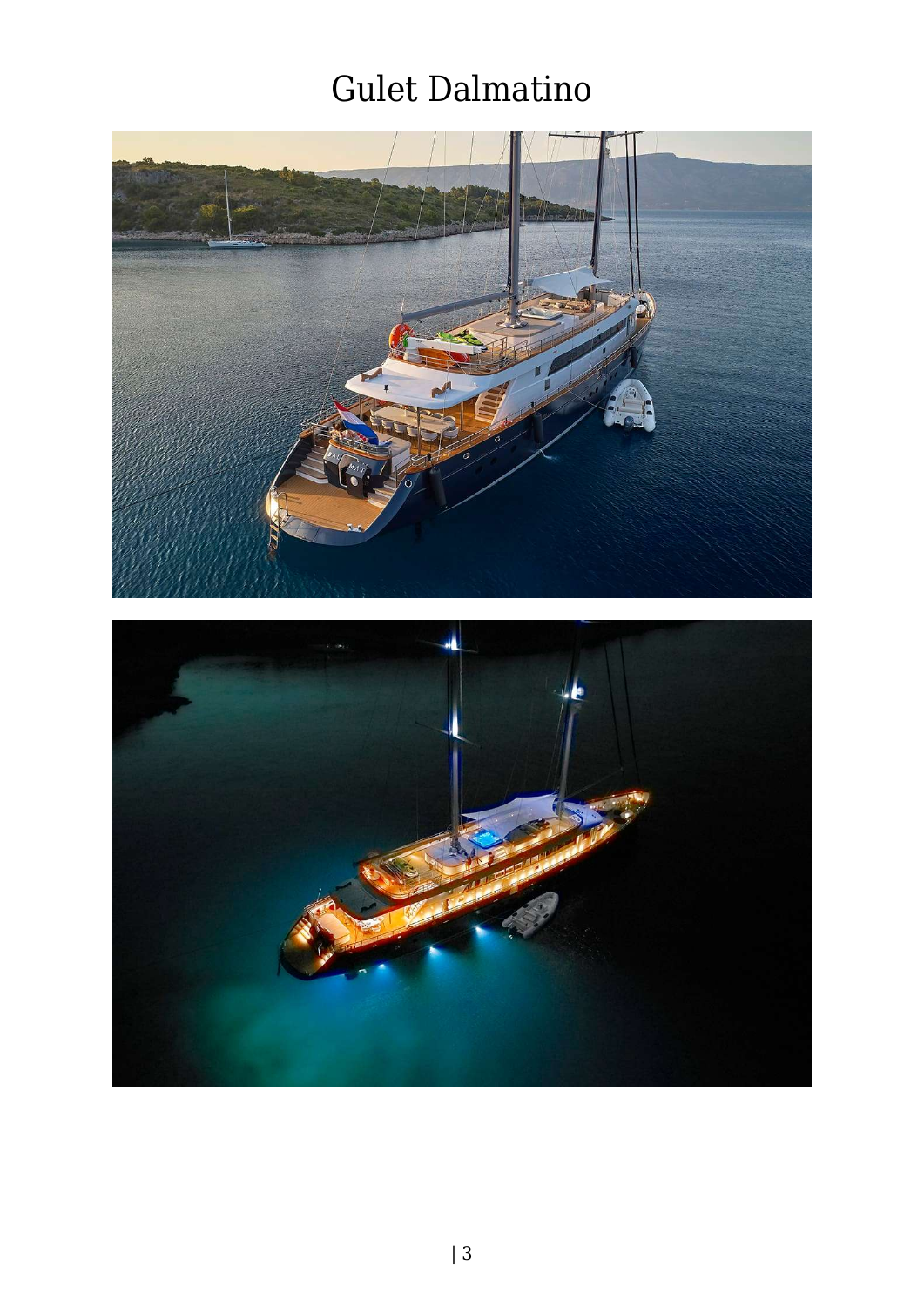# Gulet Dalmatino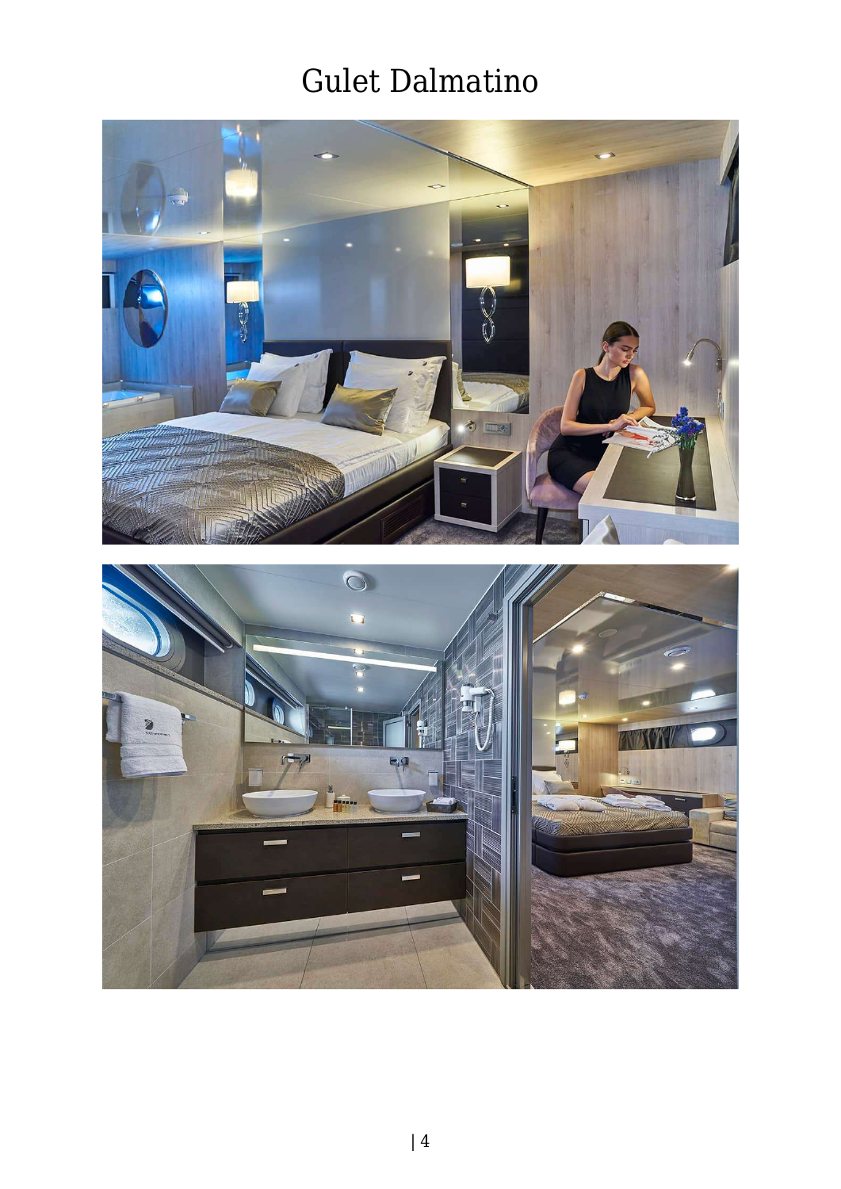# Gulet Dalmatino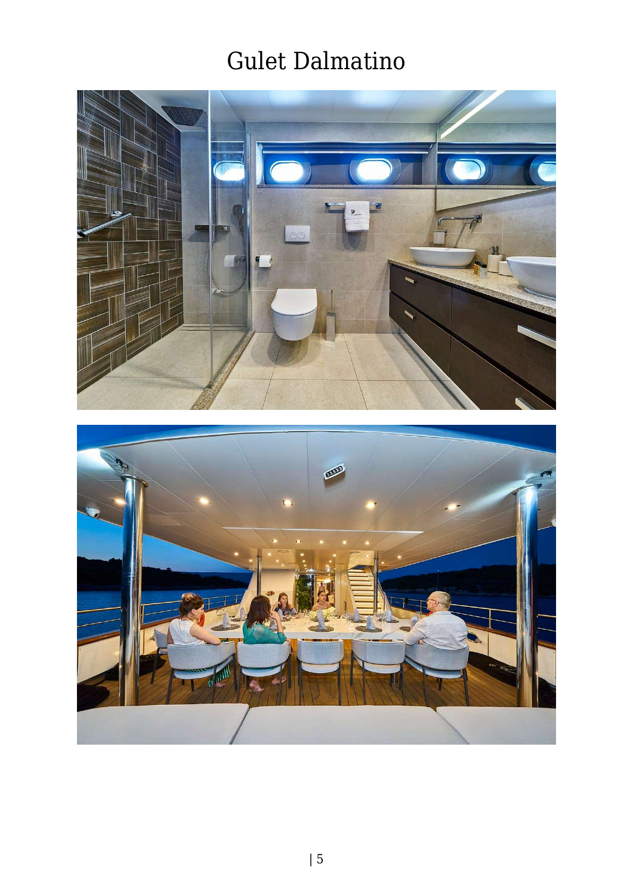# Gulet Dalmatino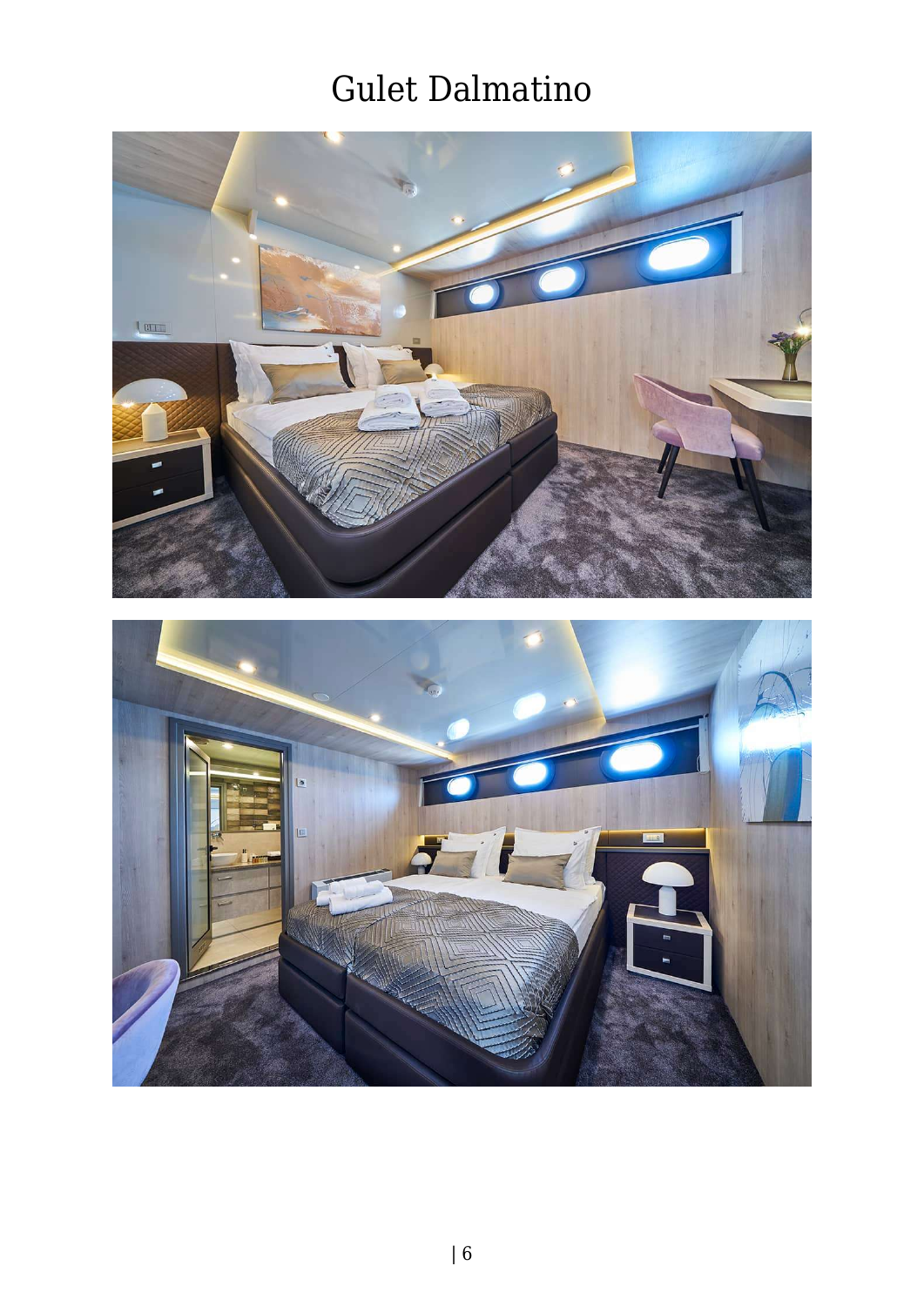# Gulet Dalmatino